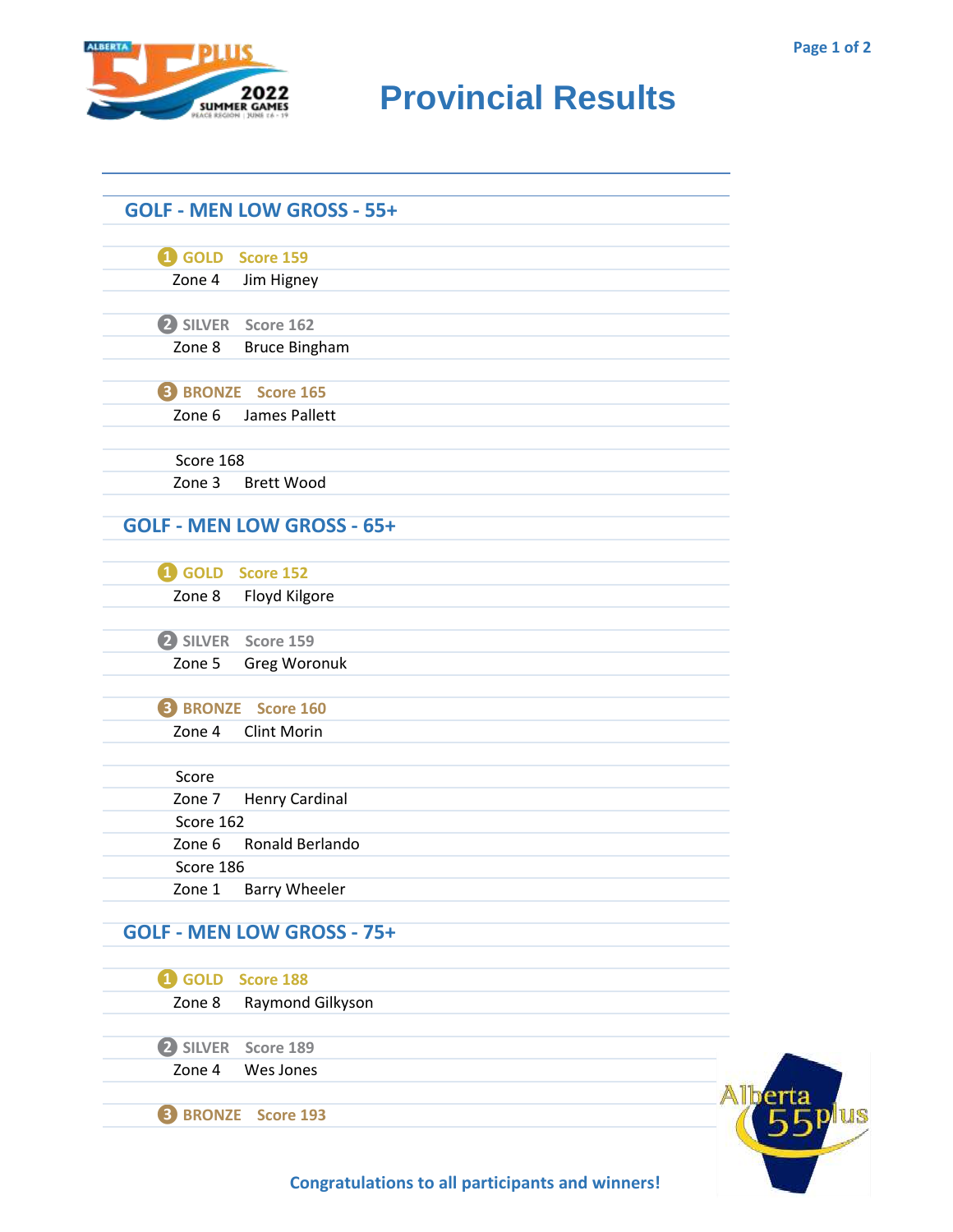# Provincial Results

## GOLF - MEN LOW GROSS - 55+

**1 GOLD Score 159**
Zone 4 Jim Higney

**2 SILVER Score 162**
Zone 8 Bruce Bingham

**3 BRONZE Score 165**
Zone 6 James Pallett

Score 168
Zone 3 Brett Wood

## GOLF - MEN LOW GROSS - 65+

**1 GOLD Score 152**
Zone 8 Floyd Kilgore

**2 SILVER Score 159**
Zone 5 Greg Woronuk

**3 BRONZE Score 160**
Zone 4 Clint Morin

Score
Zone 7 Henry Cardinal
Score 162
Zone 6 Ronald Berlando
Score 186
Zone 1 Barry Wheeler

## GOLF - MEN LOW GROSS - 75+

**1 GOLD Score 188**
Zone 8 Raymond Gilkyson

**2 SILVER Score 189**
Zone 4 Wes Jones

**3 BRONZE Score 193**

Congratulations to all participants and winners!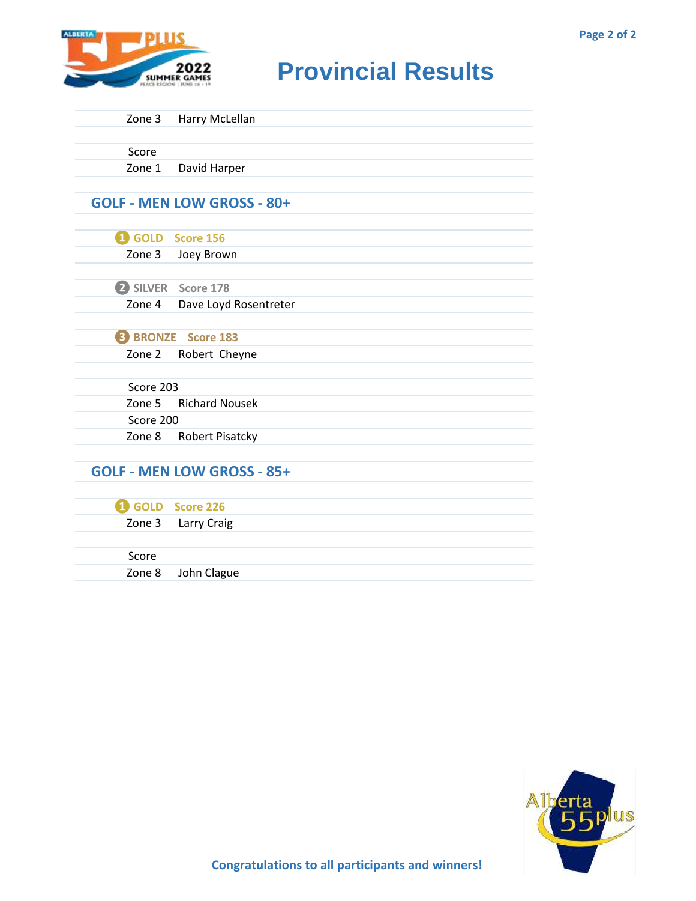# Provincial Results

Zone 3 Harry McLellan

Score

Zone 1 David Harper

## GOLF - MEN LOW GROSS - 80+

1 GOLD Score 156

Zone 3 Joey Brown

2 SILVER Score 178

Zone 4 Dave Loyd Rosentreter

3 BRONZE Score 183

Zone 2 Robert Cheyne

Score 203

Zone 5 Richard Nousek

Score 200

Zone 8 Robert Pisatcky

## GOLF - MEN LOW GROSS - 85+

1 GOLD Score 226

Zone 3 Larry Craig

Score

Zone 8 John Clague

**Congratulations to all participants and winners!**